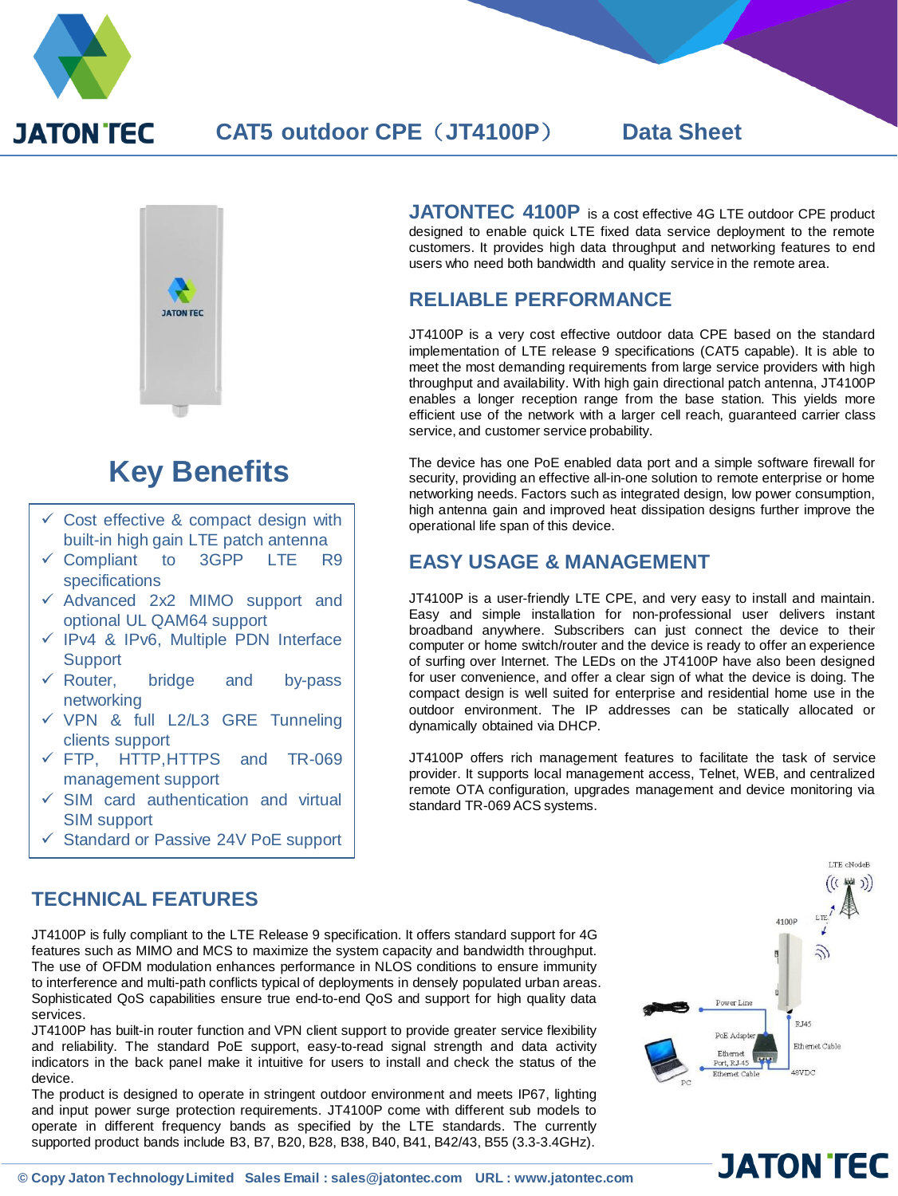# CAT5 outdoor CPE（JT4100P） Data Sheet

**JATONTEC 4100P** is a cost effective 4G LTE outdoor CPE product designed to enable quick LTE fixed data service deployment to the remote customers. It provides high data throughput and networking features to end users who need both bandwidth and quality service in the remote area.

## RELIABLE PERFORMANCE

JT4100P is a very cost effective outdoor data CPE based on the standard implementation of LTE release 9 specifications (CAT5 capable). It is able to meet the most demanding requirements from large service providers with high throughput and availability. With high gain directional patch antenna, JT4100P enables a longer reception range from the base station. This yields more efficient use of the network with a larger cell reach, guaranteed carrier class service, and customer service probability.

The device has one PoE enabled data port and a simple software firewall for security, providing an effective all-in-one solution to remote enterprise or home networking needs. Factors such as integrated design, low power consumption, high antenna gain and improved heat dissipation designs further improve the operational life span of this device.

## EASY USAGE & MANAGEMENT

JT4100P is a user-friendly LTE CPE, and very easy to install and maintain. Easy and simple installation for non-professional user delivers instant broadband anywhere. Subscribers can just connect the device to their computer or home switch/router and the device is ready to offer an experience of surfing over Internet. The LEDs on the JT4100P have also been designed for user convenience, and offer a clear sign of what the device is doing. The compact design is well suited for enterprise and residential home use in the outdoor environment. The IP addresses can be statically allocated or dynamically obtained via DHCP.

JT4100P offers rich management features to facilitate the task of service provider. It supports local management access, Telnet, WEB, and centralized remote OTA configuration, upgrades management and device monitoring via standard TR-069 ACS systems.

## Key Benefits

- ✓ Cost effective & compact design with built-in high gain LTE patch antenna
- ✓ Compliant to 3GPP LTE R9 specifications
- ✓ Advanced 2x2 MIMO support and optional UL QAM64 support
- ✓ IPv4 & IPv6, Multiple PDN Interface Support
- ✓ Router, bridge and by-pass networking
- ✓ VPN & full L2/L3 GRE Tunneling clients support
- ✓ FTP, HTTP,HTTPS and TR-069 management support
- ✓ SIM card authentication and virtual SIM support
- ✓ Standard or Passive 24V PoE support

## TECHNICAL FEATURES

JT4100P is fully compliant to the LTE Release 9 specification. It offers standard support for 4G features such as MIMO and MCS to maximize the system capacity and bandwidth throughput. The use of OFDM modulation enhances performance in NLOS conditions to ensure immunity to interference and multi-path conflicts typical of deployments in densely populated urban areas. Sophisticated QoS capabilities ensure true end-to-end QoS and support for high quality data services.

JT4100P has built-in router function and VPN client support to provide greater service flexibility and reliability. The standard PoE support, easy-to-read signal strength and data activity indicators in the back panel make it intuitive for users to install and check the status of the device.

The product is designed to operate in stringent outdoor environment and meets IP67, lighting and input power surge protection requirements. JT4100P come with different sub models to operate in different frequency bands as specified by the LTE standards. The currently supported product bands include B3, B7, B20, B28, B38, B40, B41, B42/43, B55 (3.3-3.4GHz).

LTE eNodeB · LTE · 4100P · Power Line · RJ45 · PoE Adapter · Ethernet Cable · Ethernet Port, RJ-45 · Ethernet Cable · 48VDC · PC

© Copy Jaton Technology Limited Sales Email : sales@jatontec.com URL : www.jatontec.com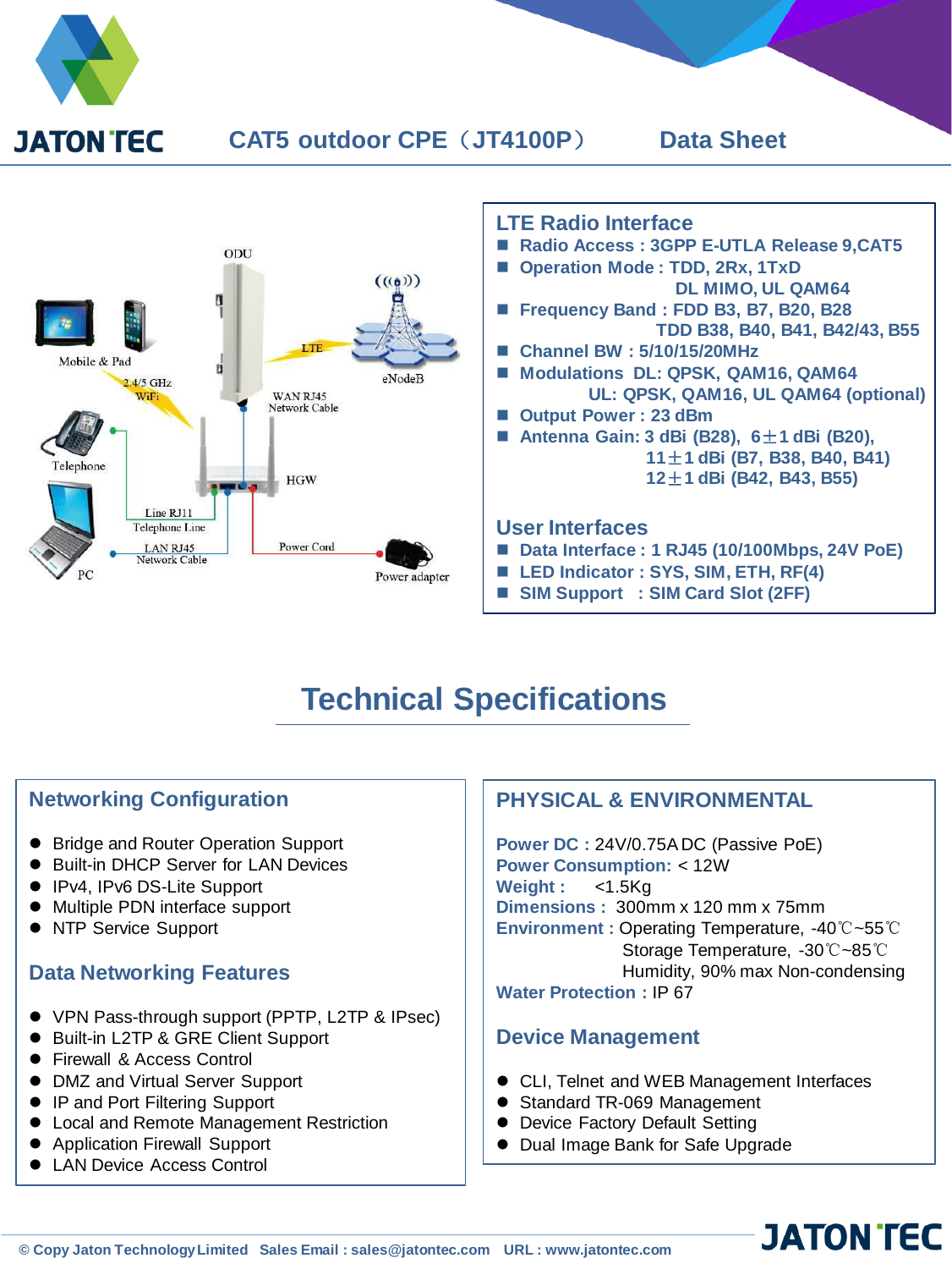# CAT5 outdoor CPE（JT4100P） Data Sheet

ODU

Mobile & Pad

2.4/5 GHz WiFi

LTE

eNodeB

WAN RJ45 Network Cable

Telephone

HGW

Line RJ11 Telephone Line

LAN RJ45 Network Cable

Power Cord

PC

Power adapter

## LTE Radio Interface

- **Radio Access : 3GPP E-UTLA Release 9,CAT5**
- **Operation Mode : TDD, 2Rx, 1TxD**
  **DL MIMO, UL QAM64**
- **Frequency Band : FDD B3, B7, B20, B28**
  **TDD B38, B40, B41, B42/43, B55**
- **Channel BW : 5/10/15/20MHz**
- **Modulations DL: QPSK, QAM16, QAM64**
  **UL: QPSK, QAM16, UL QAM64 (optional)**
- **Output Power : 23 dBm**
- **Antenna Gain: 3 dBi (B28), 6±1 dBi (B20),**
  **11±1 dBi (B7, B38, B40, B41)**
  **12±1 dBi (B42, B43, B55)**

## User Interfaces

- **Data Interface : 1 RJ45 (10/100Mbps, 24V PoE)**
- **LED Indicator : SYS, SIM, ETH, RF(4)**
- **SIM Support : SIM Card Slot (2FF)**

# Technical Specifications

## Networking Configuration

- Bridge and Router Operation Support
- Built-in DHCP Server for LAN Devices
- IPv4, IPv6 DS-Lite Support
- Multiple PDN interface support
- NTP Service Support

## Data Networking Features

- VPN Pass-through support (PPTP, L2TP & IPsec)
- Built-in L2TP & GRE Client Support
- Firewall & Access Control
- DMZ and Virtual Server Support
- IP and Port Filtering Support
- Local and Remote Management Restriction
- Application Firewall Support
- LAN Device Access Control

## PHYSICAL & ENVIRONMENTAL

**Power DC :** 24V/0.75A DC (Passive PoE)
**Power Consumption:** < 12W
**Weight :** <1.5Kg
**Dimensions :** 300mm x 120 mm x 75mm
**Environment :** Operating Temperature, -40℃~55℃
Storage Temperature, -30℃~85℃
Humidity, 90% max Non-condensing
**Water Protection :** IP 67

## Device Management

- CLI, Telnet and WEB Management Interfaces
- Standard TR-069 Management
- Device Factory Default Setting
- Dual Image Bank for Safe Upgrade

**© Copy Jaton Technology Limited Sales Email : sales@jatontec.com URL : www.jatontec.com**